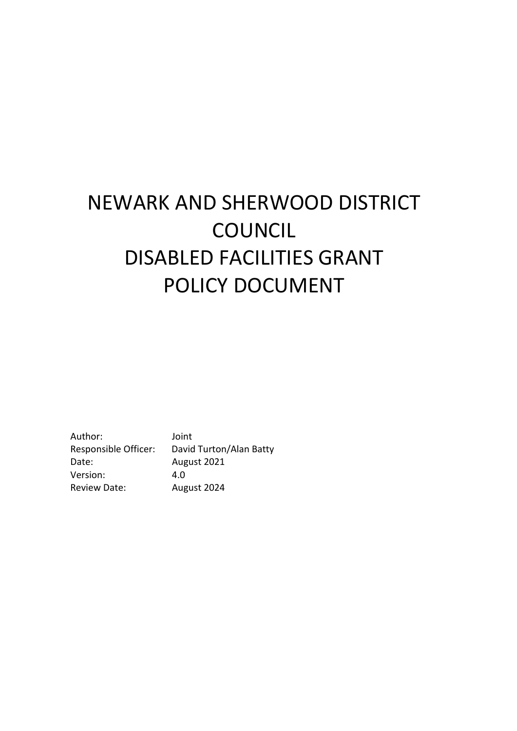# NEWARK AND SHERWOOD DISTRICT COUNCIL
# DISABLED FACILITIES GRANT
# POLICY DOCUMENT

| | |
|---|---|
| Author: | Joint |
| Responsible Officer: | David Turton/Alan Batty |
| Date: | August 2021 |
| Version: | 4.0 |
| Review Date: | August 2024 |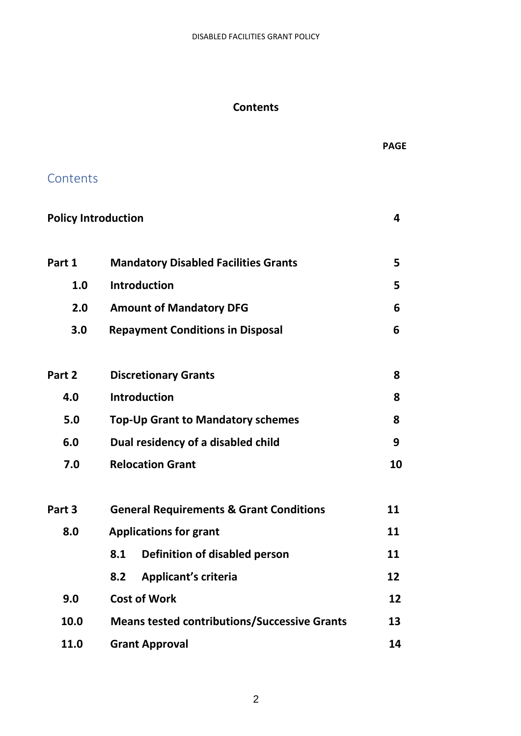# Contents

| | | PAGE |
|---|---|---|
| **Contents** | | |
| **Policy Introduction** | | **4** |
| **Part 1** | **Mandatory Disabled Facilities Grants** | **5** |
| **1.0** | **Introduction** | **5** |
| **2.0** | **Amount of Mandatory DFG** | **6** |
| **3.0** | **Repayment Conditions in Disposal** | **6** |
| **Part 2** | **Discretionary Grants** | **8** |
| **4.0** | **Introduction** | **8** |
| **5.0** | **Top-Up Grant to Mandatory schemes** | **8** |
| **6.0** | **Dual residency of a disabled child** | **9** |
| **7.0** | **Relocation Grant** | **10** |
| **Part 3** | **General Requirements & Grant Conditions** | **11** |
| **8.0** | **Applications for grant** | **11** |
| | **8.1 Definition of disabled person** | **11** |
| | **8.2 Applicant's criteria** | **12** |
| **9.0** | **Cost of Work** | **12** |
| **10.0** | **Means tested contributions/Successive Grants** | **13** |
| **11.0** | **Grant Approval** | **14** |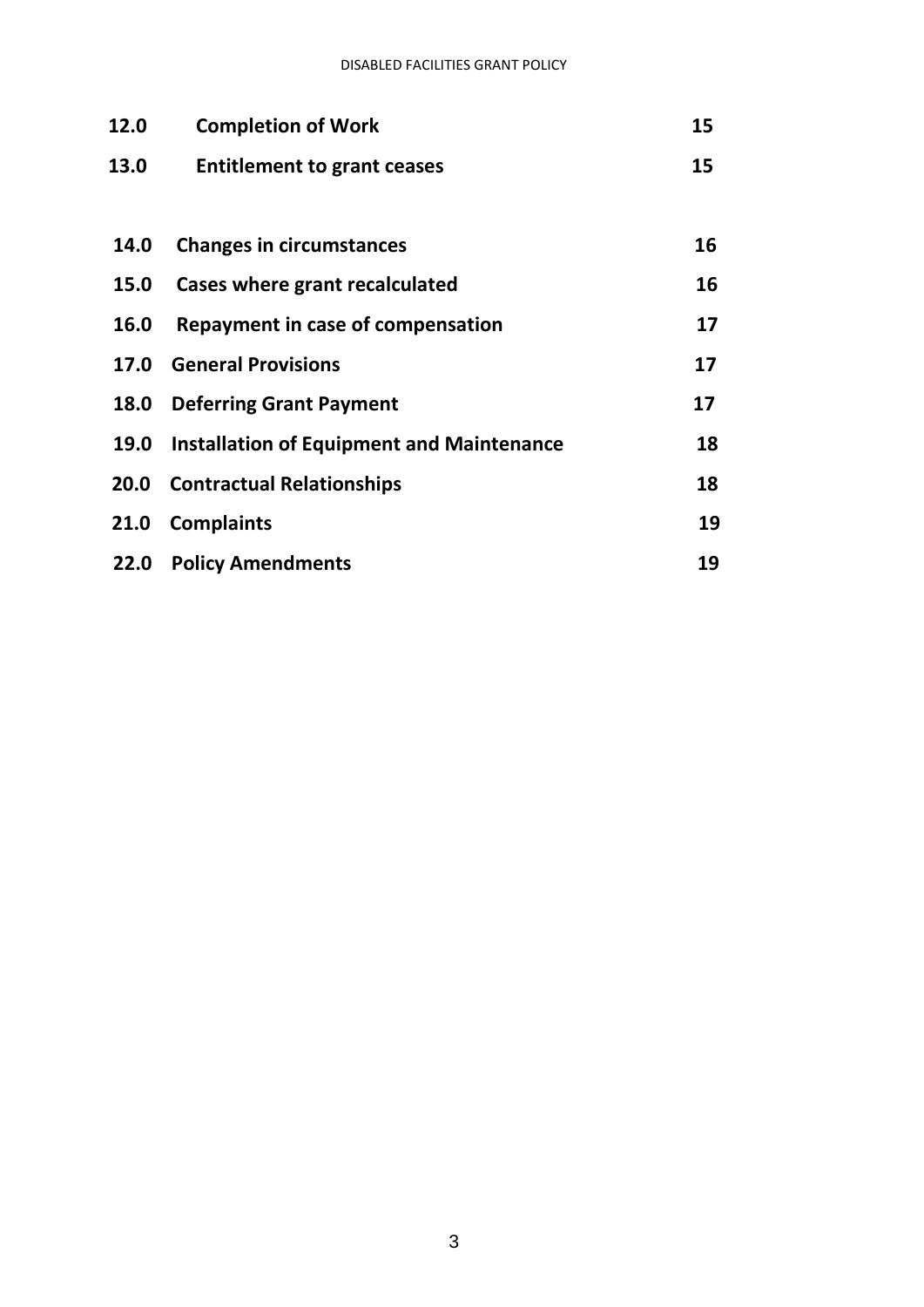| | | |
|---|---|---|
| **12.0** | **Completion of Work** | **15** |
| **13.0** | **Entitlement to grant ceases** | **15** |
| **14.0** | **Changes in circumstances** | **16** |
| **15.0** | **Cases where grant recalculated** | **16** |
| **16.0** | **Repayment in case of compensation** | **17** |
| **17.0** | **General Provisions** | **17** |
| **18.0** | **Deferring Grant Payment** | **17** |
| **19.0** | **Installation of Equipment and Maintenance** | **18** |
| **20.0** | **Contractual Relationships** | **18** |
| **21.0** | **Complaints** | **19** |
| **22.0** | **Policy Amendments** | **19** |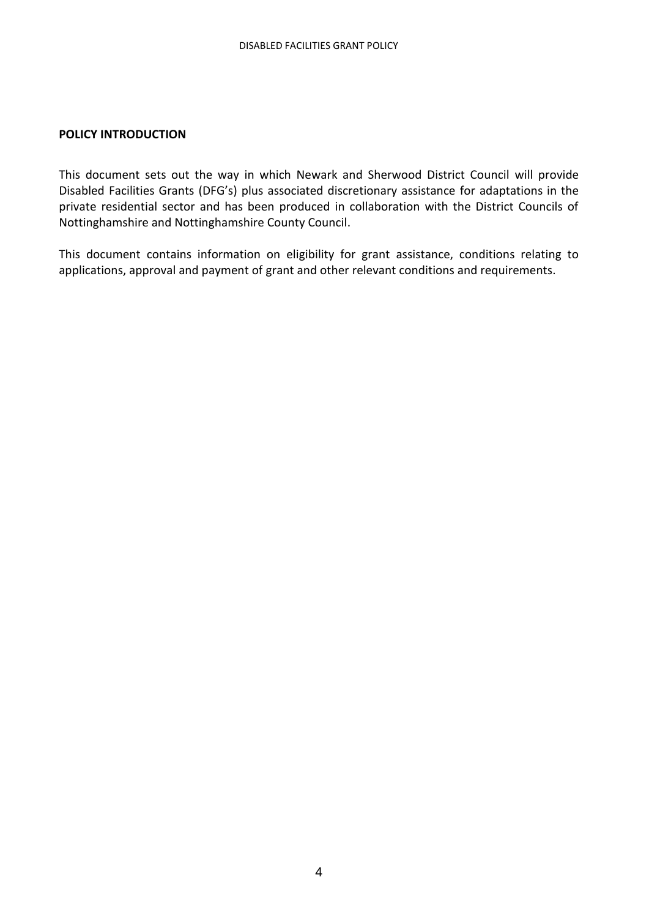## POLICY INTRODUCTION

This document sets out the way in which Newark and Sherwood District Council will provide Disabled Facilities Grants (DFG's) plus associated discretionary assistance for adaptations in the private residential sector and has been produced in collaboration with the District Councils of Nottinghamshire and Nottinghamshire County Council.

This document contains information on eligibility for grant assistance, conditions relating to applications, approval and payment of grant and other relevant conditions and requirements.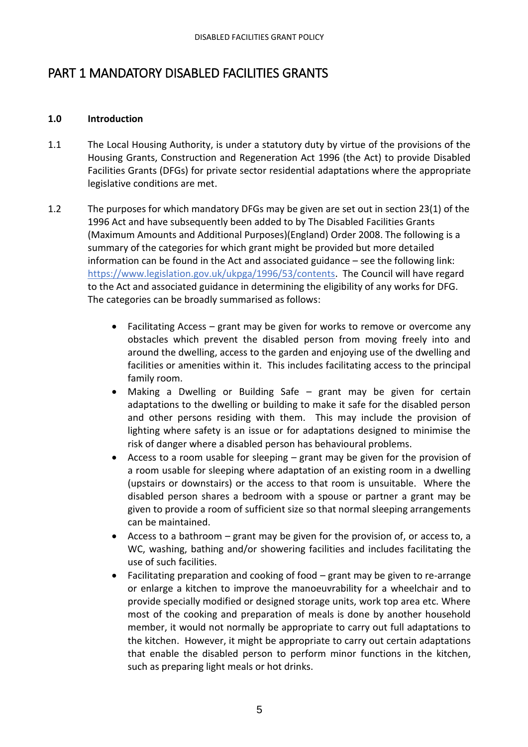# PART 1 MANDATORY DISABLED FACILITIES GRANTS

**1.0 Introduction**

1.1 The Local Housing Authority, is under a statutory duty by virtue of the provisions of the Housing Grants, Construction and Regeneration Act 1996 (the Act) to provide Disabled Facilities Grants (DFGs) for private sector residential adaptations where the appropriate legislative conditions are met.

1.2 The purposes for which mandatory DFGs may be given are set out in section 23(1) of the 1996 Act and have subsequently been added to by The Disabled Facilities Grants (Maximum Amounts and Additional Purposes)(England) Order 2008. The following is a summary of the categories for which grant might be provided but more detailed information can be found in the Act and associated guidance – see the following link: https://www.legislation.gov.uk/ukpga/1996/53/contents. The Council will have regard to the Act and associated guidance in determining the eligibility of any works for DFG. The categories can be broadly summarised as follows:

- Facilitating Access – grant may be given for works to remove or overcome any obstacles which prevent the disabled person from moving freely into and around the dwelling, access to the garden and enjoying use of the dwelling and facilities or amenities within it. This includes facilitating access to the principal family room.
- Making a Dwelling or Building Safe – grant may be given for certain adaptations to the dwelling or building to make it safe for the disabled person and other persons residing with them. This may include the provision of lighting where safety is an issue or for adaptations designed to minimise the risk of danger where a disabled person has behavioural problems.
- Access to a room usable for sleeping – grant may be given for the provision of a room usable for sleeping where adaptation of an existing room in a dwelling (upstairs or downstairs) or the access to that room is unsuitable. Where the disabled person shares a bedroom with a spouse or partner a grant may be given to provide a room of sufficient size so that normal sleeping arrangements can be maintained.
- Access to a bathroom – grant may be given for the provision of, or access to, a WC, washing, bathing and/or showering facilities and includes facilitating the use of such facilities.
- Facilitating preparation and cooking of food – grant may be given to re-arrange or enlarge a kitchen to improve the manoeuvrability for a wheelchair and to provide specially modified or designed storage units, work top area etc. Where most of the cooking and preparation of meals is done by another household member, it would not normally be appropriate to carry out full adaptations to the kitchen. However, it might be appropriate to carry out certain adaptations that enable the disabled person to perform minor functions in the kitchen, such as preparing light meals or hot drinks.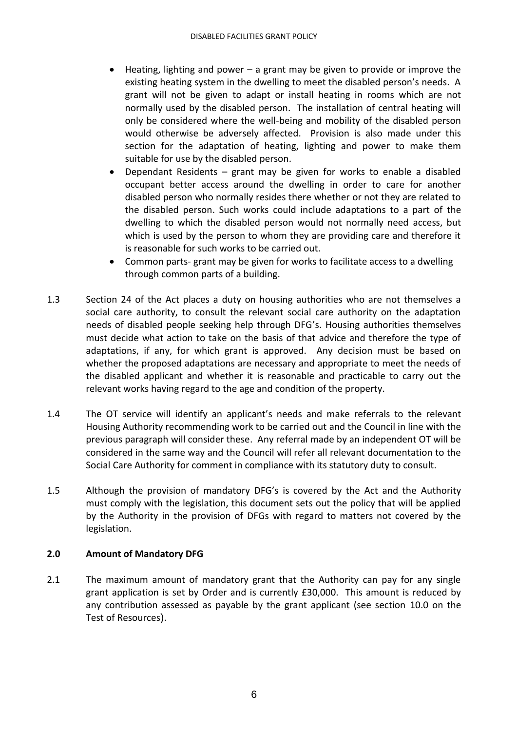- Heating, lighting and power – a grant may be given to provide or improve the existing heating system in the dwelling to meet the disabled person's needs. A grant will not be given to adapt or install heating in rooms which are not normally used by the disabled person. The installation of central heating will only be considered where the well-being and mobility of the disabled person would otherwise be adversely affected. Provision is also made under this section for the adaptation of heating, lighting and power to make them suitable for use by the disabled person.
- Dependant Residents – grant may be given for works to enable a disabled occupant better access around the dwelling in order to care for another disabled person who normally resides there whether or not they are related to the disabled person. Such works could include adaptations to a part of the dwelling to which the disabled person would not normally need access, but which is used by the person to whom they are providing care and therefore it is reasonable for such works to be carried out.
- Common parts- grant may be given for works to facilitate access to a dwelling through common parts of a building.

1.3 Section 24 of the Act places a duty on housing authorities who are not themselves a social care authority, to consult the relevant social care authority on the adaptation needs of disabled people seeking help through DFG's. Housing authorities themselves must decide what action to take on the basis of that advice and therefore the type of adaptations, if any, for which grant is approved. Any decision must be based on whether the proposed adaptations are necessary and appropriate to meet the needs of the disabled applicant and whether it is reasonable and practicable to carry out the relevant works having regard to the age and condition of the property.

1.4 The OT service will identify an applicant's needs and make referrals to the relevant Housing Authority recommending work to be carried out and the Council in line with the previous paragraph will consider these. Any referral made by an independent OT will be considered in the same way and the Council will refer all relevant documentation to the Social Care Authority for comment in compliance with its statutory duty to consult.

1.5 Although the provision of mandatory DFG's is covered by the Act and the Authority must comply with the legislation, this document sets out the policy that will be applied by the Authority in the provision of DFGs with regard to matters not covered by the legislation.

## 2.0 Amount of Mandatory DFG

2.1 The maximum amount of mandatory grant that the Authority can pay for any single grant application is set by Order and is currently £30,000. This amount is reduced by any contribution assessed as payable by the grant applicant (see section 10.0 on the Test of Resources).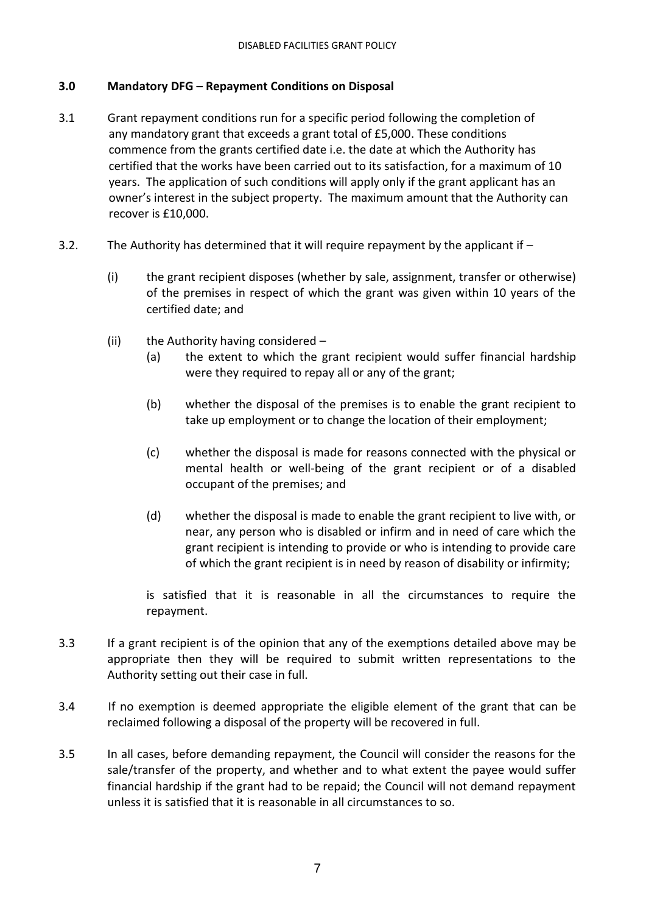## 3.0 Mandatory DFG – Repayment Conditions on Disposal

3.1 Grant repayment conditions run for a specific period following the completion of any mandatory grant that exceeds a grant total of £5,000. These conditions commence from the grants certified date i.e. the date at which the Authority has certified that the works have been carried out to its satisfaction, for a maximum of 10 years. The application of such conditions will apply only if the grant applicant has an owner's interest in the subject property. The maximum amount that the Authority can recover is £10,000.

3.2. The Authority has determined that it will require repayment by the applicant if –

- (i) the grant recipient disposes (whether by sale, assignment, transfer or otherwise) of the premises in respect of which the grant was given within 10 years of the certified date; and
- (ii) the Authority having considered –
  - (a) the extent to which the grant recipient would suffer financial hardship were they required to repay all or any of the grant;
  - (b) whether the disposal of the premises is to enable the grant recipient to take up employment or to change the location of their employment;
  - (c) whether the disposal is made for reasons connected with the physical or mental health or well-being of the grant recipient or of a disabled occupant of the premises; and
  - (d) whether the disposal is made to enable the grant recipient to live with, or near, any person who is disabled or infirm and in need of care which the grant recipient is intending to provide or who is intending to provide care of which the grant recipient is in need by reason of disability or infirmity;

  is satisfied that it is reasonable in all the circumstances to require the repayment.

3.3 If a grant recipient is of the opinion that any of the exemptions detailed above may be appropriate then they will be required to submit written representations to the Authority setting out their case in full.

3.4 If no exemption is deemed appropriate the eligible element of the grant that can be reclaimed following a disposal of the property will be recovered in full.

3.5 In all cases, before demanding repayment, the Council will consider the reasons for the sale/transfer of the property, and whether and to what extent the payee would suffer financial hardship if the grant had to be repaid; the Council will not demand repayment unless it is satisfied that it is reasonable in all circumstances to so.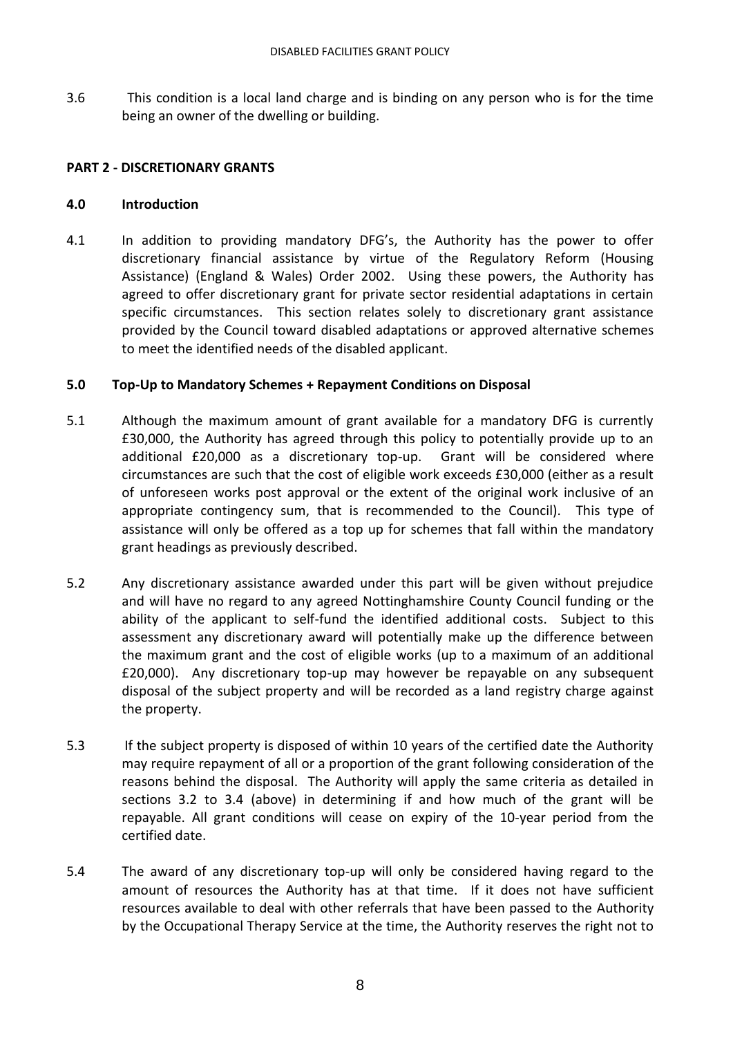3.6 This condition is a local land charge and is binding on any person who is for the time being an owner of the dwelling or building.

## PART 2 - DISCRETIONARY GRANTS

### 4.0 Introduction

4.1 In addition to providing mandatory DFG's, the Authority has the power to offer discretionary financial assistance by virtue of the Regulatory Reform (Housing Assistance) (England & Wales) Order 2002. Using these powers, the Authority has agreed to offer discretionary grant for private sector residential adaptations in certain specific circumstances. This section relates solely to discretionary grant assistance provided by the Council toward disabled adaptations or approved alternative schemes to meet the identified needs of the disabled applicant.

### 5.0 Top-Up to Mandatory Schemes + Repayment Conditions on Disposal

5.1 Although the maximum amount of grant available for a mandatory DFG is currently £30,000, the Authority has agreed through this policy to potentially provide up to an additional £20,000 as a discretionary top-up. Grant will be considered where circumstances are such that the cost of eligible work exceeds £30,000 (either as a result of unforeseen works post approval or the extent of the original work inclusive of an appropriate contingency sum, that is recommended to the Council). This type of assistance will only be offered as a top up for schemes that fall within the mandatory grant headings as previously described.

5.2 Any discretionary assistance awarded under this part will be given without prejudice and will have no regard to any agreed Nottinghamshire County Council funding or the ability of the applicant to self-fund the identified additional costs. Subject to this assessment any discretionary award will potentially make up the difference between the maximum grant and the cost of eligible works (up to a maximum of an additional £20,000). Any discretionary top-up may however be repayable on any subsequent disposal of the subject property and will be recorded as a land registry charge against the property.

5.3 If the subject property is disposed of within 10 years of the certified date the Authority may require repayment of all or a proportion of the grant following consideration of the reasons behind the disposal. The Authority will apply the same criteria as detailed in sections 3.2 to 3.4 (above) in determining if and how much of the grant will be repayable. All grant conditions will cease on expiry of the 10-year period from the certified date.

5.4 The award of any discretionary top-up will only be considered having regard to the amount of resources the Authority has at that time. If it does not have sufficient resources available to deal with other referrals that have been passed to the Authority by the Occupational Therapy Service at the time, the Authority reserves the right not to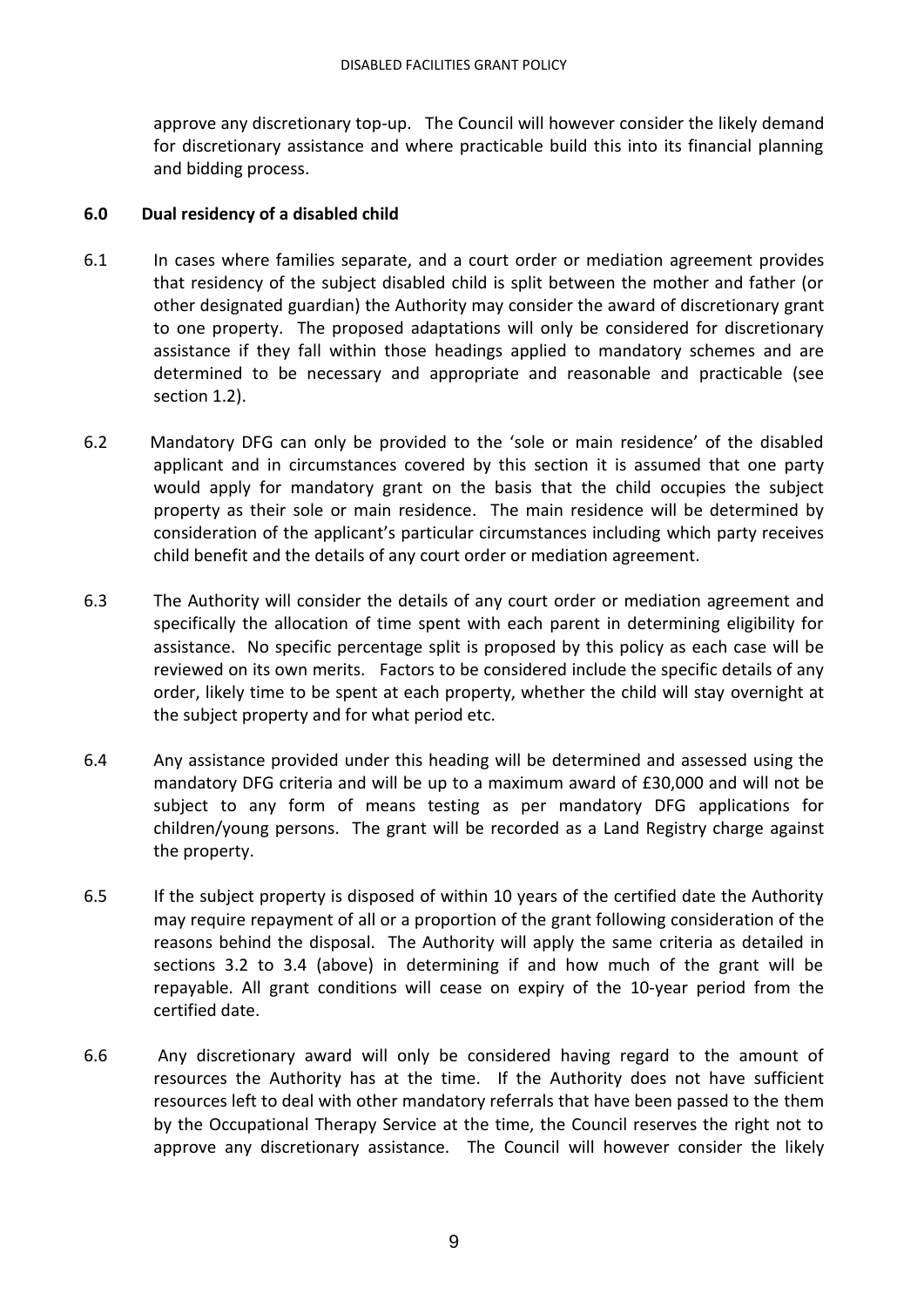approve any discretionary top-up. The Council will however consider the likely demand for discretionary assistance and where practicable build this into its financial planning and bidding process.

## 6.0 Dual residency of a disabled child

6.1 In cases where families separate, and a court order or mediation agreement provides that residency of the subject disabled child is split between the mother and father (or other designated guardian) the Authority may consider the award of discretionary grant to one property. The proposed adaptations will only be considered for discretionary assistance if they fall within those headings applied to mandatory schemes and are determined to be necessary and appropriate and reasonable and practicable (see section 1.2).

6.2 Mandatory DFG can only be provided to the 'sole or main residence' of the disabled applicant and in circumstances covered by this section it is assumed that one party would apply for mandatory grant on the basis that the child occupies the subject property as their sole or main residence. The main residence will be determined by consideration of the applicant's particular circumstances including which party receives child benefit and the details of any court order or mediation agreement.

6.3 The Authority will consider the details of any court order or mediation agreement and specifically the allocation of time spent with each parent in determining eligibility for assistance. No specific percentage split is proposed by this policy as each case will be reviewed on its own merits. Factors to be considered include the specific details of any order, likely time to be spent at each property, whether the child will stay overnight at the subject property and for what period etc.

6.4 Any assistance provided under this heading will be determined and assessed using the mandatory DFG criteria and will be up to a maximum award of £30,000 and will not be subject to any form of means testing as per mandatory DFG applications for children/young persons. The grant will be recorded as a Land Registry charge against the property.

6.5 If the subject property is disposed of within 10 years of the certified date the Authority may require repayment of all or a proportion of the grant following consideration of the reasons behind the disposal. The Authority will apply the same criteria as detailed in sections 3.2 to 3.4 (above) in determining if and how much of the grant will be repayable. All grant conditions will cease on expiry of the 10-year period from the certified date.

6.6 Any discretionary award will only be considered having regard to the amount of resources the Authority has at the time. If the Authority does not have sufficient resources left to deal with other mandatory referrals that have been passed to the them by the Occupational Therapy Service at the time, the Council reserves the right not to approve any discretionary assistance. The Council will however consider the likely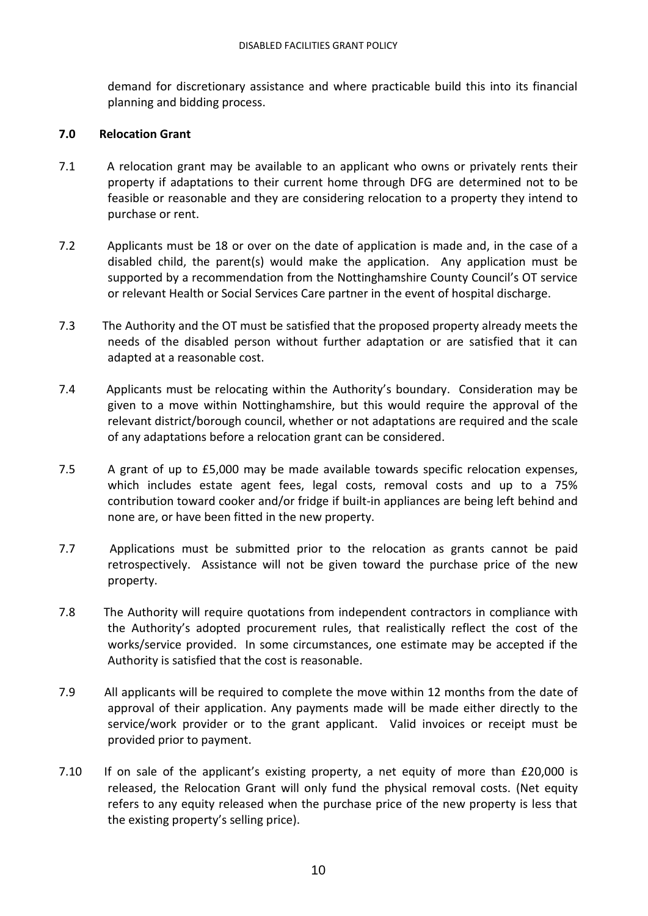demand for discretionary assistance and where practicable build this into its financial planning and bidding process.

## 7.0 Relocation Grant

7.1 A relocation grant may be available to an applicant who owns or privately rents their property if adaptations to their current home through DFG are determined not to be feasible or reasonable and they are considering relocation to a property they intend to purchase or rent.

7.2 Applicants must be 18 or over on the date of application is made and, in the case of a disabled child, the parent(s) would make the application. Any application must be supported by a recommendation from the Nottinghamshire County Council's OT service or relevant Health or Social Services Care partner in the event of hospital discharge.

7.3 The Authority and the OT must be satisfied that the proposed property already meets the needs of the disabled person without further adaptation or are satisfied that it can adapted at a reasonable cost.

7.4 Applicants must be relocating within the Authority's boundary. Consideration may be given to a move within Nottinghamshire, but this would require the approval of the relevant district/borough council, whether or not adaptations are required and the scale of any adaptations before a relocation grant can be considered.

7.5 A grant of up to £5,000 may be made available towards specific relocation expenses, which includes estate agent fees, legal costs, removal costs and up to a 75% contribution toward cooker and/or fridge if built-in appliances are being left behind and none are, or have been fitted in the new property.

7.7 Applications must be submitted prior to the relocation as grants cannot be paid retrospectively. Assistance will not be given toward the purchase price of the new property.

7.8 The Authority will require quotations from independent contractors in compliance with the Authority's adopted procurement rules, that realistically reflect the cost of the works/service provided. In some circumstances, one estimate may be accepted if the Authority is satisfied that the cost is reasonable.

7.9 All applicants will be required to complete the move within 12 months from the date of approval of their application. Any payments made will be made either directly to the service/work provider or to the grant applicant. Valid invoices or receipt must be provided prior to payment.

7.10 If on sale of the applicant's existing property, a net equity of more than £20,000 is released, the Relocation Grant will only fund the physical removal costs. (Net equity refers to any equity released when the purchase price of the new property is less that the existing property's selling price).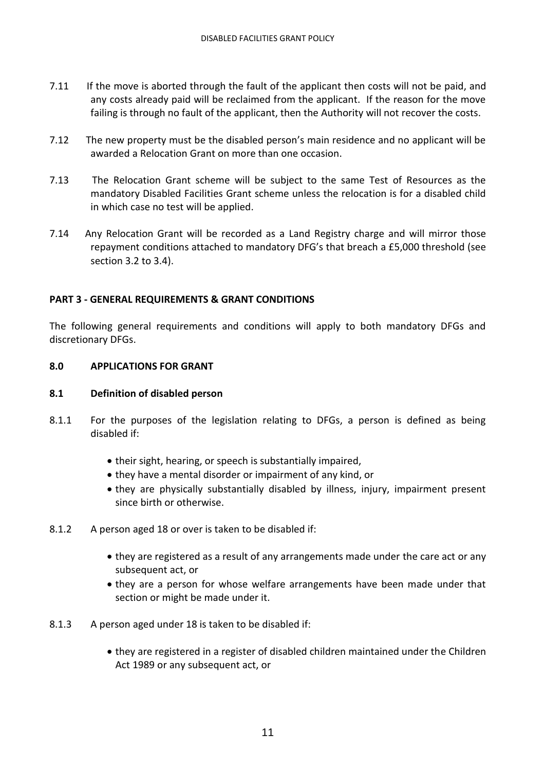7.11 If the move is aborted through the fault of the applicant then costs will not be paid, and any costs already paid will be reclaimed from the applicant. If the reason for the move failing is through no fault of the applicant, then the Authority will not recover the costs.

7.12 The new property must be the disabled person's main residence and no applicant will be awarded a Relocation Grant on more than one occasion.

7.13 The Relocation Grant scheme will be subject to the same Test of Resources as the mandatory Disabled Facilities Grant scheme unless the relocation is for a disabled child in which case no test will be applied.

7.14 Any Relocation Grant will be recorded as a Land Registry charge and will mirror those repayment conditions attached to mandatory DFG's that breach a £5,000 threshold (see section 3.2 to 3.4).

## PART 3 - GENERAL REQUIREMENTS & GRANT CONDITIONS

The following general requirements and conditions will apply to both mandatory DFGs and discretionary DFGs.

### 8.0 APPLICATIONS FOR GRANT

#### 8.1 Definition of disabled person

8.1.1 For the purposes of the legislation relating to DFGs, a person is defined as being disabled if:

- their sight, hearing, or speech is substantially impaired,
- they have a mental disorder or impairment of any kind, or
- they are physically substantially disabled by illness, injury, impairment present since birth or otherwise.

8.1.2 A person aged 18 or over is taken to be disabled if:

- they are registered as a result of any arrangements made under the care act or any subsequent act, or
- they are a person for whose welfare arrangements have been made under that section or might be made under it.

8.1.3 A person aged under 18 is taken to be disabled if:

- they are registered in a register of disabled children maintained under the Children Act 1989 or any subsequent act, or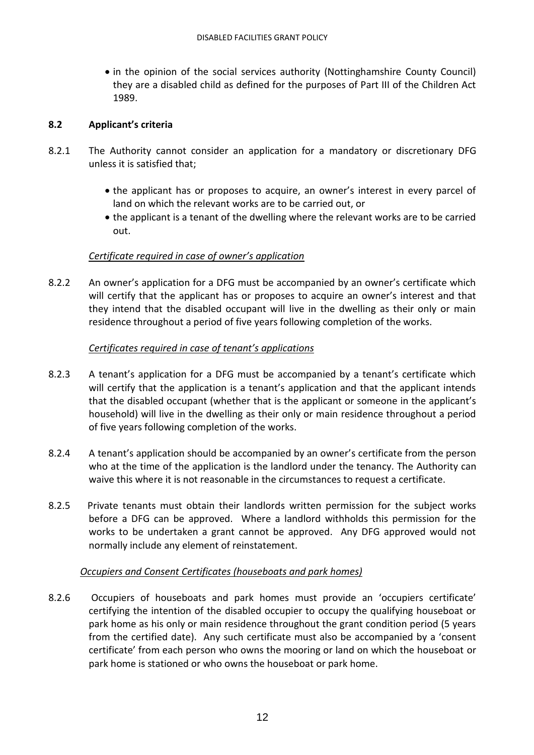- in the opinion of the social services authority (Nottinghamshire County Council) they are a disabled child as defined for the purposes of Part III of the Children Act 1989.

### 8.2 Applicant's criteria

8.2.1 The Authority cannot consider an application for a mandatory or discretionary DFG unless it is satisfied that;

- the applicant has or proposes to acquire, an owner's interest in every parcel of land on which the relevant works are to be carried out, or
- the applicant is a tenant of the dwelling where the relevant works are to be carried out.

*Certificate required in case of owner's application*

8.2.2 An owner's application for a DFG must be accompanied by an owner's certificate which will certify that the applicant has or proposes to acquire an owner's interest and that they intend that the disabled occupant will live in the dwelling as their only or main residence throughout a period of five years following completion of the works.

*Certificates required in case of tenant's applications*

8.2.3 A tenant's application for a DFG must be accompanied by a tenant's certificate which will certify that the application is a tenant's application and that the applicant intends that the disabled occupant (whether that is the applicant or someone in the applicant's household) will live in the dwelling as their only or main residence throughout a period of five years following completion of the works.

8.2.4 A tenant's application should be accompanied by an owner's certificate from the person who at the time of the application is the landlord under the tenancy. The Authority can waive this where it is not reasonable in the circumstances to request a certificate.

8.2.5 Private tenants must obtain their landlords written permission for the subject works before a DFG can be approved. Where a landlord withholds this permission for the works to be undertaken a grant cannot be approved. Any DFG approved would not normally include any element of reinstatement.

*Occupiers and Consent Certificates (houseboats and park homes)*

8.2.6 Occupiers of houseboats and park homes must provide an 'occupiers certificate' certifying the intention of the disabled occupier to occupy the qualifying houseboat or park home as his only or main residence throughout the grant condition period (5 years from the certified date). Any such certificate must also be accompanied by a 'consent certificate' from each person who owns the mooring or land on which the houseboat or park home is stationed or who owns the houseboat or park home.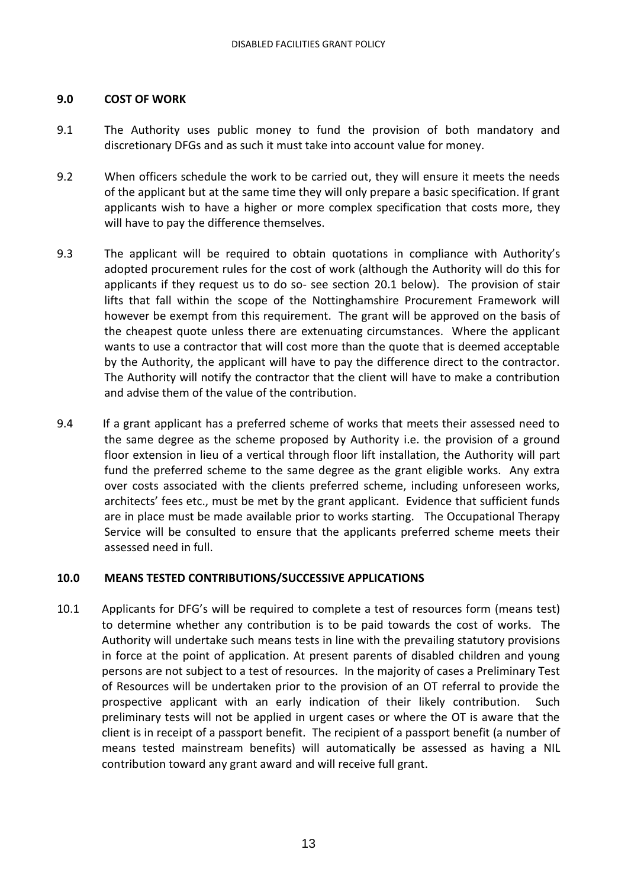## 9.0 COST OF WORK

9.1 The Authority uses public money to fund the provision of both mandatory and discretionary DFGs and as such it must take into account value for money.

9.2 When officers schedule the work to be carried out, they will ensure it meets the needs of the applicant but at the same time they will only prepare a basic specification. If grant applicants wish to have a higher or more complex specification that costs more, they will have to pay the difference themselves.

9.3 The applicant will be required to obtain quotations in compliance with Authority's adopted procurement rules for the cost of work (although the Authority will do this for applicants if they request us to do so- see section 20.1 below). The provision of stair lifts that fall within the scope of the Nottinghamshire Procurement Framework will however be exempt from this requirement. The grant will be approved on the basis of the cheapest quote unless there are extenuating circumstances. Where the applicant wants to use a contractor that will cost more than the quote that is deemed acceptable by the Authority, the applicant will have to pay the difference direct to the contractor. The Authority will notify the contractor that the client will have to make a contribution and advise them of the value of the contribution.

9.4 If a grant applicant has a preferred scheme of works that meets their assessed need to the same degree as the scheme proposed by Authority i.e. the provision of a ground floor extension in lieu of a vertical through floor lift installation, the Authority will part fund the preferred scheme to the same degree as the grant eligible works. Any extra over costs associated with the clients preferred scheme, including unforeseen works, architects' fees etc., must be met by the grant applicant. Evidence that sufficient funds are in place must be made available prior to works starting. The Occupational Therapy Service will be consulted to ensure that the applicants preferred scheme meets their assessed need in full.

## 10.0 MEANS TESTED CONTRIBUTIONS/SUCCESSIVE APPLICATIONS

10.1 Applicants for DFG's will be required to complete a test of resources form (means test) to determine whether any contribution is to be paid towards the cost of works. The Authority will undertake such means tests in line with the prevailing statutory provisions in force at the point of application. At present parents of disabled children and young persons are not subject to a test of resources. In the majority of cases a Preliminary Test of Resources will be undertaken prior to the provision of an OT referral to provide the prospective applicant with an early indication of their likely contribution. Such preliminary tests will not be applied in urgent cases or where the OT is aware that the client is in receipt of a passport benefit. The recipient of a passport benefit (a number of means tested mainstream benefits) will automatically be assessed as having a NIL contribution toward any grant award and will receive full grant.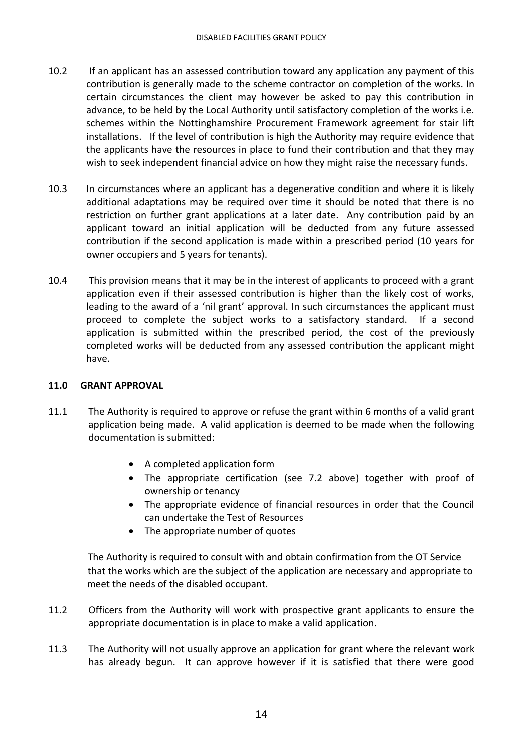10.2 If an applicant has an assessed contribution toward any application any payment of this contribution is generally made to the scheme contractor on completion of the works. In certain circumstances the client may however be asked to pay this contribution in advance, to be held by the Local Authority until satisfactory completion of the works i.e. schemes within the Nottinghamshire Procurement Framework agreement for stair lift installations. If the level of contribution is high the Authority may require evidence that the applicants have the resources in place to fund their contribution and that they may wish to seek independent financial advice on how they might raise the necessary funds.

10.3 In circumstances where an applicant has a degenerative condition and where it is likely additional adaptations may be required over time it should be noted that there is no restriction on further grant applications at a later date. Any contribution paid by an applicant toward an initial application will be deducted from any future assessed contribution if the second application is made within a prescribed period (10 years for owner occupiers and 5 years for tenants).

10.4 This provision means that it may be in the interest of applicants to proceed with a grant application even if their assessed contribution is higher than the likely cost of works, leading to the award of a 'nil grant' approval. In such circumstances the applicant must proceed to complete the subject works to a satisfactory standard. If a second application is submitted within the prescribed period, the cost of the previously completed works will be deducted from any assessed contribution the applicant might have.

## 11.0 GRANT APPROVAL

11.1 The Authority is required to approve or refuse the grant within 6 months of a valid grant application being made. A valid application is deemed to be made when the following documentation is submitted:

- A completed application form
- The appropriate certification (see 7.2 above) together with proof of ownership or tenancy
- The appropriate evidence of financial resources in order that the Council can undertake the Test of Resources
- The appropriate number of quotes

The Authority is required to consult with and obtain confirmation from the OT Service that the works which are the subject of the application are necessary and appropriate to meet the needs of the disabled occupant.

11.2 Officers from the Authority will work with prospective grant applicants to ensure the appropriate documentation is in place to make a valid application.

11.3 The Authority will not usually approve an application for grant where the relevant work has already begun. It can approve however if it is satisfied that there were good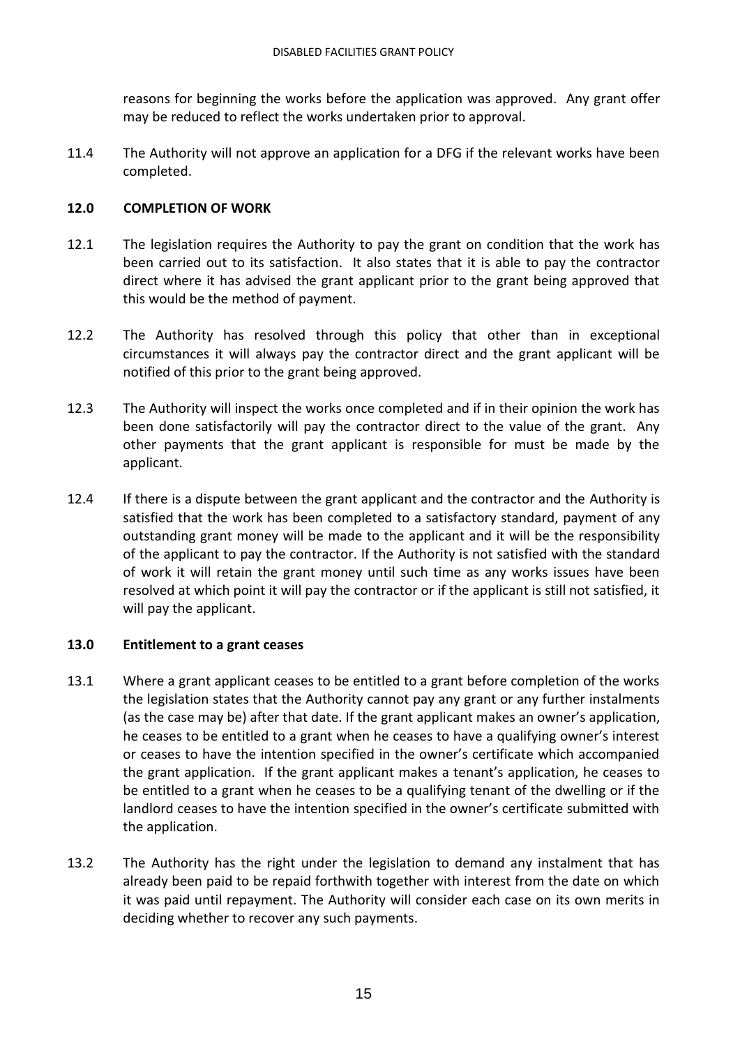reasons for beginning the works before the application was approved. Any grant offer may be reduced to reflect the works undertaken prior to approval.

11.4 The Authority will not approve an application for a DFG if the relevant works have been completed.

## 12.0 COMPLETION OF WORK

12.1 The legislation requires the Authority to pay the grant on condition that the work has been carried out to its satisfaction. It also states that it is able to pay the contractor direct where it has advised the grant applicant prior to the grant being approved that this would be the method of payment.

12.2 The Authority has resolved through this policy that other than in exceptional circumstances it will always pay the contractor direct and the grant applicant will be notified of this prior to the grant being approved.

12.3 The Authority will inspect the works once completed and if in their opinion the work has been done satisfactorily will pay the contractor direct to the value of the grant. Any other payments that the grant applicant is responsible for must be made by the applicant.

12.4 If there is a dispute between the grant applicant and the contractor and the Authority is satisfied that the work has been completed to a satisfactory standard, payment of any outstanding grant money will be made to the applicant and it will be the responsibility of the applicant to pay the contractor. If the Authority is not satisfied with the standard of work it will retain the grant money until such time as any works issues have been resolved at which point it will pay the contractor or if the applicant is still not satisfied, it will pay the applicant.

## 13.0 Entitlement to a grant ceases

13.1 Where a grant applicant ceases to be entitled to a grant before completion of the works the legislation states that the Authority cannot pay any grant or any further instalments (as the case may be) after that date. If the grant applicant makes an owner's application, he ceases to be entitled to a grant when he ceases to have a qualifying owner's interest or ceases to have the intention specified in the owner's certificate which accompanied the grant application. If the grant applicant makes a tenant's application, he ceases to be entitled to a grant when he ceases to be a qualifying tenant of the dwelling or if the landlord ceases to have the intention specified in the owner's certificate submitted with the application.

13.2 The Authority has the right under the legislation to demand any instalment that has already been paid to be repaid forthwith together with interest from the date on which it was paid until repayment. The Authority will consider each case on its own merits in deciding whether to recover any such payments.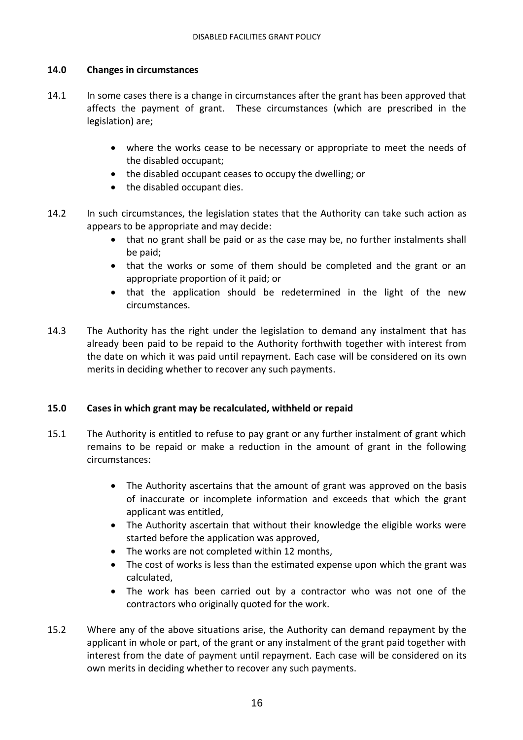## 14.0 Changes in circumstances

14.1 In some cases there is a change in circumstances after the grant has been approved that affects the payment of grant. These circumstances (which are prescribed in the legislation) are;

- where the works cease to be necessary or appropriate to meet the needs of the disabled occupant;
- the disabled occupant ceases to occupy the dwelling; or
- the disabled occupant dies.

14.2 In such circumstances, the legislation states that the Authority can take such action as appears to be appropriate and may decide:

- that no grant shall be paid or as the case may be, no further instalments shall be paid;
- that the works or some of them should be completed and the grant or an appropriate proportion of it paid; or
- that the application should be redetermined in the light of the new circumstances.

14.3 The Authority has the right under the legislation to demand any instalment that has already been paid to be repaid to the Authority forthwith together with interest from the date on which it was paid until repayment. Each case will be considered on its own merits in deciding whether to recover any such payments.

## 15.0 Cases in which grant may be recalculated, withheld or repaid

15.1 The Authority is entitled to refuse to pay grant or any further instalment of grant which remains to be repaid or make a reduction in the amount of grant in the following circumstances:

- The Authority ascertains that the amount of grant was approved on the basis of inaccurate or incomplete information and exceeds that which the grant applicant was entitled,
- The Authority ascertain that without their knowledge the eligible works were started before the application was approved,
- The works are not completed within 12 months,
- The cost of works is less than the estimated expense upon which the grant was calculated,
- The work has been carried out by a contractor who was not one of the contractors who originally quoted for the work.

15.2 Where any of the above situations arise, the Authority can demand repayment by the applicant in whole or part, of the grant or any instalment of the grant paid together with interest from the date of payment until repayment. Each case will be considered on its own merits in deciding whether to recover any such payments.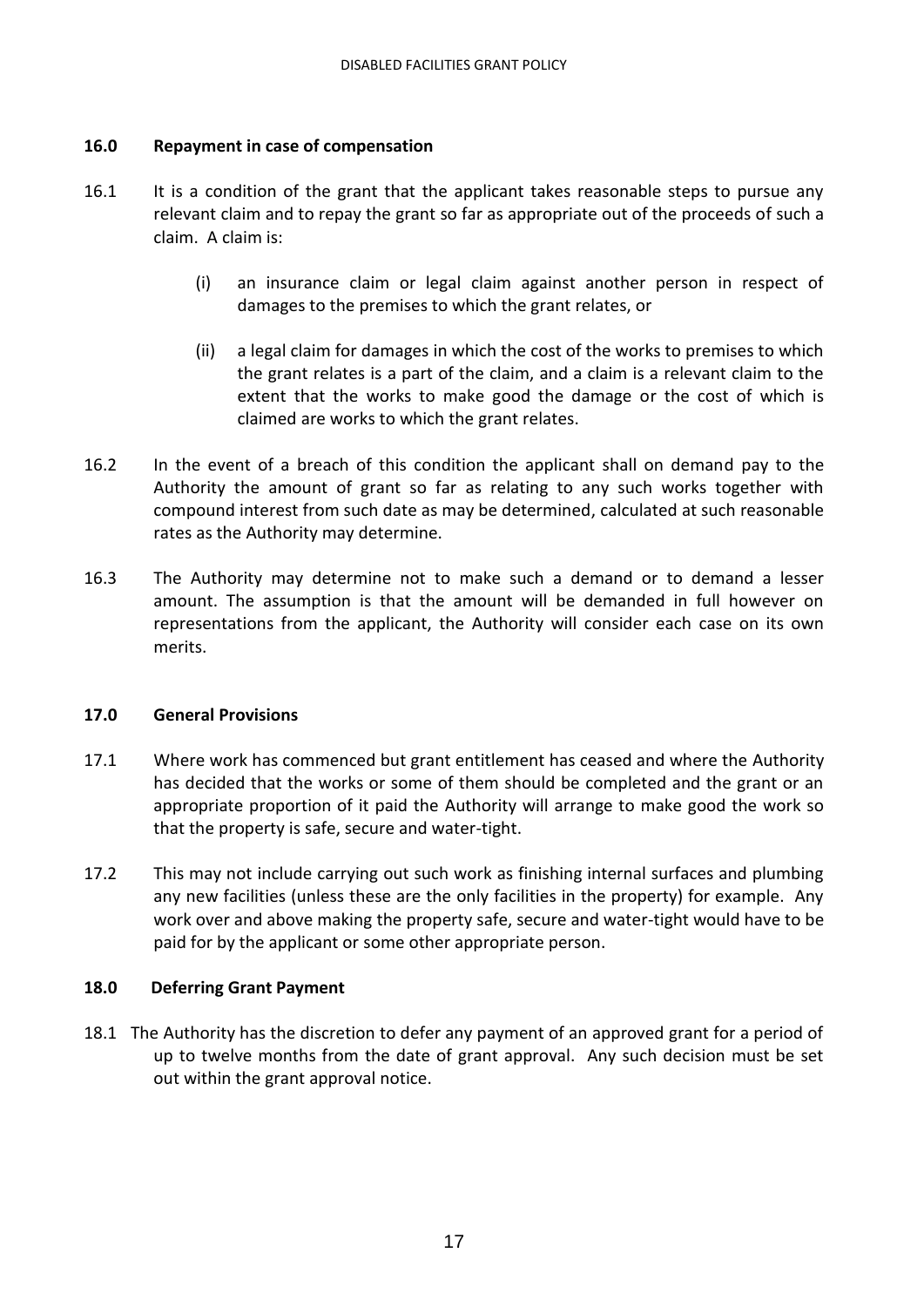## 16.0 Repayment in case of compensation

16.1 It is a condition of the grant that the applicant takes reasonable steps to pursue any relevant claim and to repay the grant so far as appropriate out of the proceeds of such a claim. A claim is:

(i) an insurance claim or legal claim against another person in respect of damages to the premises to which the grant relates, or

(ii) a legal claim for damages in which the cost of the works to premises to which the grant relates is a part of the claim, and a claim is a relevant claim to the extent that the works to make good the damage or the cost of which is claimed are works to which the grant relates.

16.2 In the event of a breach of this condition the applicant shall on demand pay to the Authority the amount of grant so far as relating to any such works together with compound interest from such date as may be determined, calculated at such reasonable rates as the Authority may determine.

16.3 The Authority may determine not to make such a demand or to demand a lesser amount. The assumption is that the amount will be demanded in full however on representations from the applicant, the Authority will consider each case on its own merits.

## 17.0 General Provisions

17.1 Where work has commenced but grant entitlement has ceased and where the Authority has decided that the works or some of them should be completed and the grant or an appropriate proportion of it paid the Authority will arrange to make good the work so that the property is safe, secure and water-tight.

17.2 This may not include carrying out such work as finishing internal surfaces and plumbing any new facilities (unless these are the only facilities in the property) for example. Any work over and above making the property safe, secure and water-tight would have to be paid for by the applicant or some other appropriate person.

## 18.0 Deferring Grant Payment

18.1 The Authority has the discretion to defer any payment of an approved grant for a period of up to twelve months from the date of grant approval. Any such decision must be set out within the grant approval notice.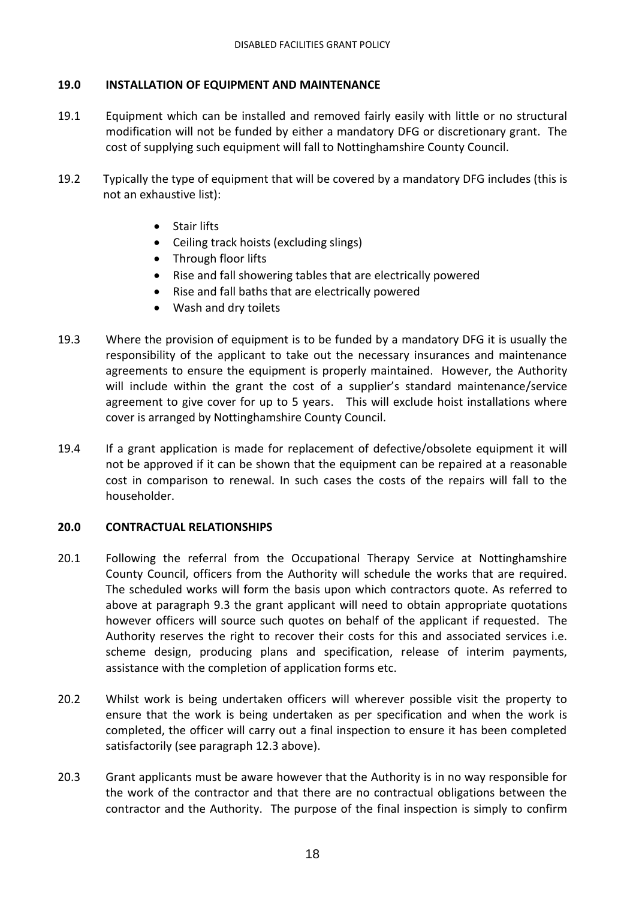## 19.0 INSTALLATION OF EQUIPMENT AND MAINTENANCE

19.1 Equipment which can be installed and removed fairly easily with little or no structural modification will not be funded by either a mandatory DFG or discretionary grant. The cost of supplying such equipment will fall to Nottinghamshire County Council.

19.2 Typically the type of equipment that will be covered by a mandatory DFG includes (this is not an exhaustive list):

- Stair lifts
- Ceiling track hoists (excluding slings)
- Through floor lifts
- Rise and fall showering tables that are electrically powered
- Rise and fall baths that are electrically powered
- Wash and dry toilets

19.3 Where the provision of equipment is to be funded by a mandatory DFG it is usually the responsibility of the applicant to take out the necessary insurances and maintenance agreements to ensure the equipment is properly maintained. However, the Authority will include within the grant the cost of a supplier's standard maintenance/service agreement to give cover for up to 5 years. This will exclude hoist installations where cover is arranged by Nottinghamshire County Council.

19.4 If a grant application is made for replacement of defective/obsolete equipment it will not be approved if it can be shown that the equipment can be repaired at a reasonable cost in comparison to renewal. In such cases the costs of the repairs will fall to the householder.

## 20.0 CONTRACTUAL RELATIONSHIPS

20.1 Following the referral from the Occupational Therapy Service at Nottinghamshire County Council, officers from the Authority will schedule the works that are required. The scheduled works will form the basis upon which contractors quote. As referred to above at paragraph 9.3 the grant applicant will need to obtain appropriate quotations however officers will source such quotes on behalf of the applicant if requested. The Authority reserves the right to recover their costs for this and associated services i.e. scheme design, producing plans and specification, release of interim payments, assistance with the completion of application forms etc.

20.2 Whilst work is being undertaken officers will wherever possible visit the property to ensure that the work is being undertaken as per specification and when the work is completed, the officer will carry out a final inspection to ensure it has been completed satisfactorily (see paragraph 12.3 above).

20.3 Grant applicants must be aware however that the Authority is in no way responsible for the work of the contractor and that there are no contractual obligations between the contractor and the Authority. The purpose of the final inspection is simply to confirm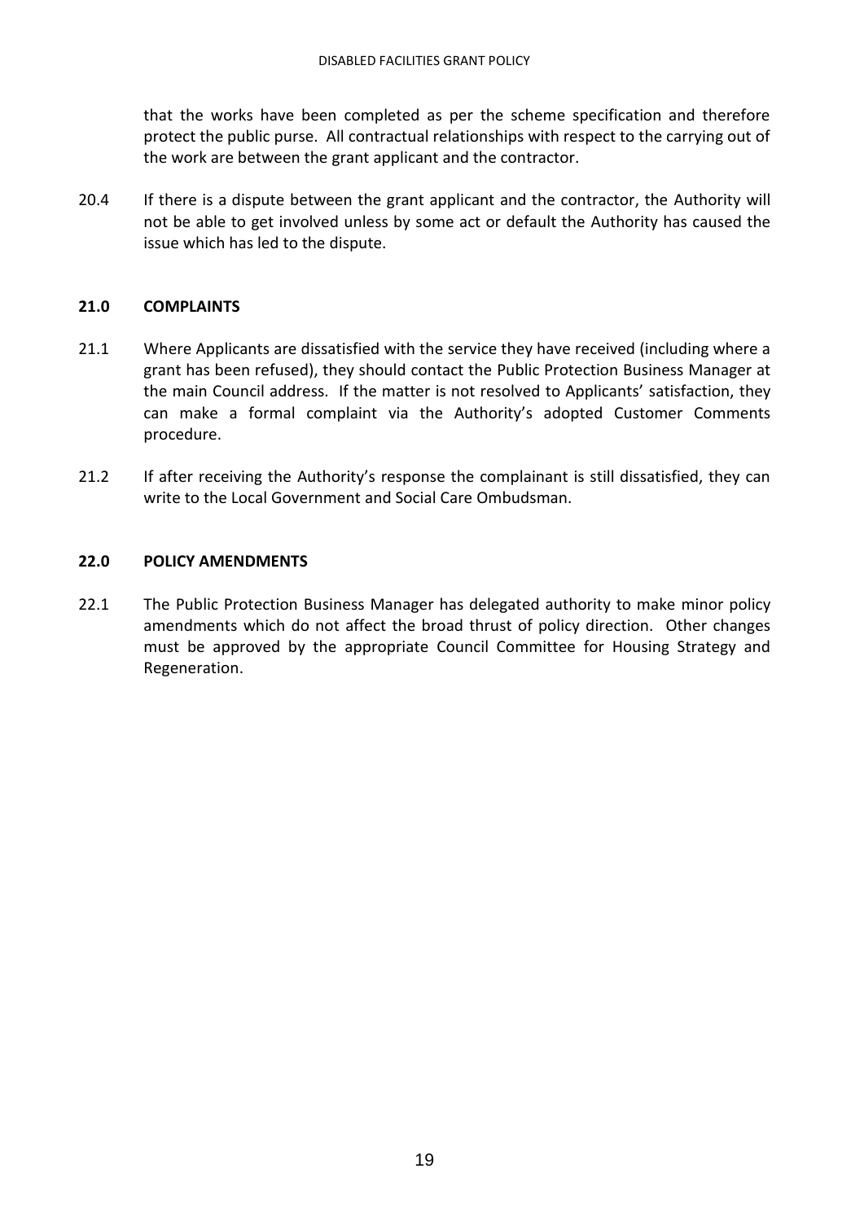that the works have been completed as per the scheme specification and therefore protect the public purse. All contractual relationships with respect to the carrying out of the work are between the grant applicant and the contractor.

20.4 If there is a dispute between the grant applicant and the contractor, the Authority will not be able to get involved unless by some act or default the Authority has caused the issue which has led to the dispute.

## 21.0 COMPLAINTS

21.1 Where Applicants are dissatisfied with the service they have received (including where a grant has been refused), they should contact the Public Protection Business Manager at the main Council address. If the matter is not resolved to Applicants' satisfaction, they can make a formal complaint via the Authority's adopted Customer Comments procedure.

21.2 If after receiving the Authority's response the complainant is still dissatisfied, they can write to the Local Government and Social Care Ombudsman.

## 22.0 POLICY AMENDMENTS

22.1 The Public Protection Business Manager has delegated authority to make minor policy amendments which do not affect the broad thrust of policy direction. Other changes must be approved by the appropriate Council Committee for Housing Strategy and Regeneration.